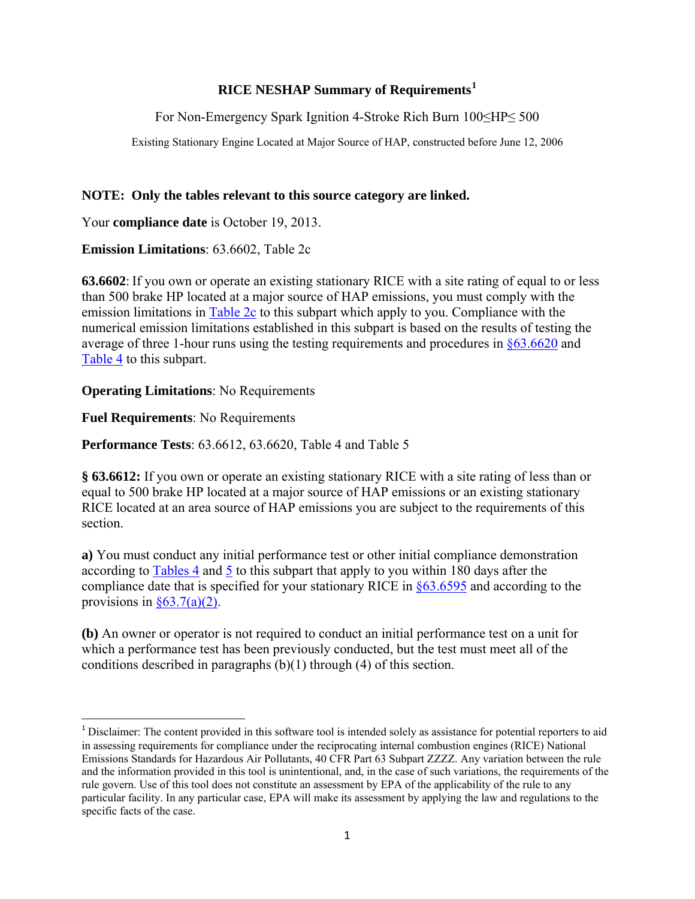# RICE NESHAP Summary of Requirements[1]

For Non-Emergency Spark Ignition 4-Stroke Rich Burn 100≤HP≤ 500

Existing Stationary Engine Located at Major Source of HAP, constructed before June 12, 2006

**NOTE: Only the tables relevant to this source category are linked.**

Your **compliance date** is October 19, 2013.

**Emission Limitations**: 63.6602, Table 2c

**63.6602**: If you own or operate an existing stationary RICE with a site rating of equal to or less than 500 brake HP located at a major source of HAP emissions, you must comply with the emission limitations in Table 2c to this subpart which apply to you. Compliance with the numerical emission limitations established in this subpart is based on the results of testing the average of three 1-hour runs using the testing requirements and procedures in §63.6620 and Table 4 to this subpart.

**Operating Limitations**: No Requirements

**Fuel Requirements**: No Requirements

**Performance Tests**: 63.6612, 63.6620, Table 4 and Table 5

**§ 63.6612:** If you own or operate an existing stationary RICE with a site rating of less than or equal to 500 brake HP located at a major source of HAP emissions or an existing stationary RICE located at an area source of HAP emissions you are subject to the requirements of this section.

**a)** You must conduct any initial performance test or other initial compliance demonstration according to Tables 4 and 5 to this subpart that apply to you within 180 days after the compliance date that is specified for your stationary RICE in §63.6595 and according to the provisions in §63.7(a)(2).

**(b)** An owner or operator is not required to conduct an initial performance test on a unit for which a performance test has been previously conducted, but the test must meet all of the conditions described in paragraphs (b)(1) through (4) of this section.

---

[1] Disclaimer: The content provided in this software tool is intended solely as assistance for potential reporters to aid in assessing requirements for compliance under the reciprocating internal combustion engines (RICE) National Emissions Standards for Hazardous Air Pollutants, 40 CFR Part 63 Subpart ZZZZ. Any variation between the rule and the information provided in this tool is unintentional, and, in the case of such variations, the requirements of the rule govern. Use of this tool does not constitute an assessment by EPA of the applicability of the rule to any particular facility. In any particular case, EPA will make its assessment by applying the law and regulations to the specific facts of the case.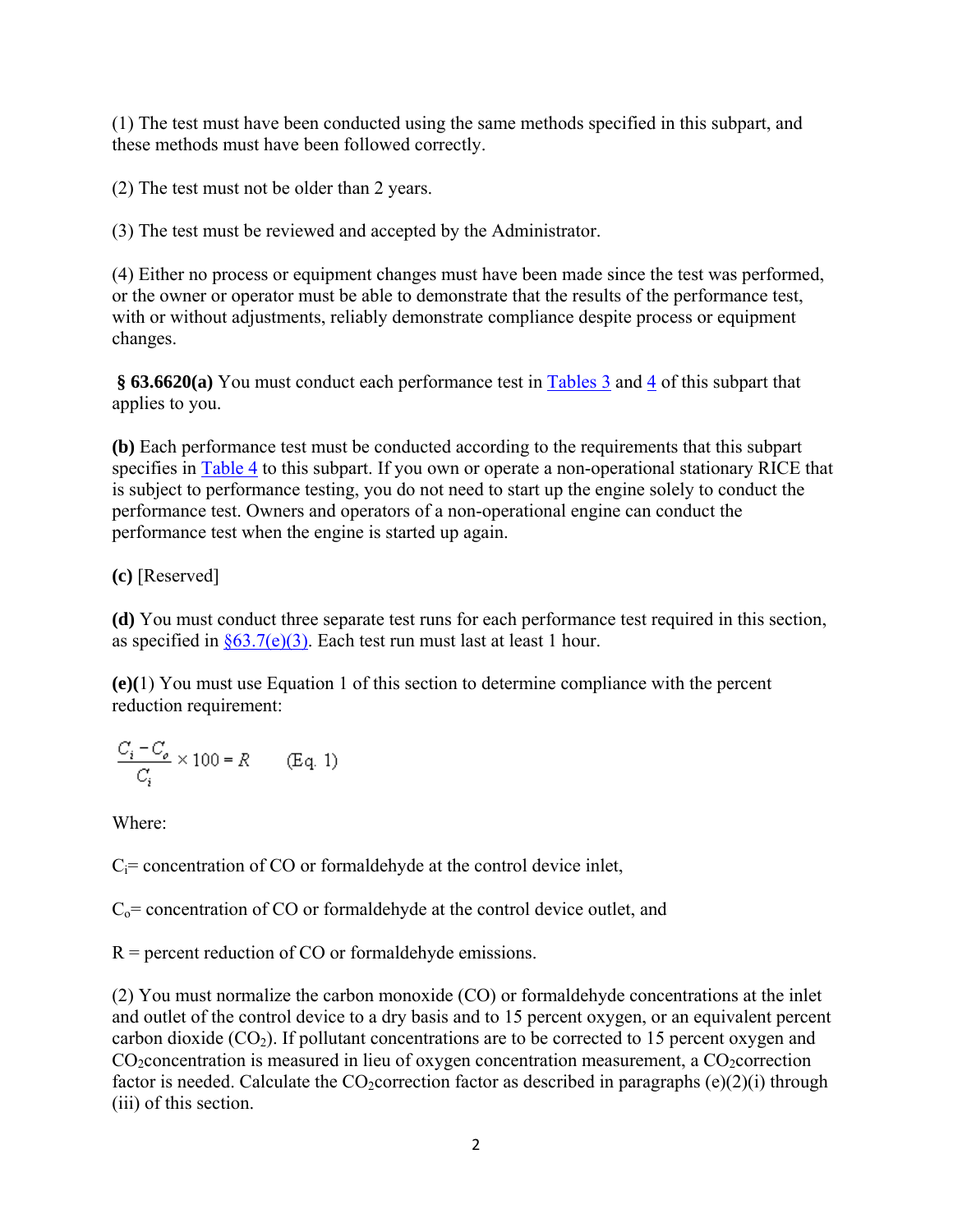(1) The test must have been conducted using the same methods specified in this subpart, and these methods must have been followed correctly.

(2) The test must not be older than 2 years.

(3) The test must be reviewed and accepted by the Administrator.

(4) Either no process or equipment changes must have been made since the test was performed, or the owner or operator must be able to demonstrate that the results of the performance test, with or without adjustments, reliably demonstrate compliance despite process or equipment changes.

**§ 63.6620(a)** You must conduct each performance test in Tables 3 and 4 of this subpart that applies to you.

**(b)** Each performance test must be conducted according to the requirements that this subpart specifies in Table 4 to this subpart. If you own or operate a non-operational stationary RICE that is subject to performance testing, you do not need to start up the engine solely to conduct the performance test. Owners and operators of a non-operational engine can conduct the performance test when the engine is started up again.

**(c)** [Reserved]

**(d)** You must conduct three separate test runs for each performance test required in this section, as specified in §63.7(e)(3). Each test run must last at least 1 hour.

**(e)(**1) You must use Equation 1 of this section to determine compliance with the percent reduction requirement:

$$\frac{C_i - C_o}{C_i} \times 100 = R \qquad \text{(Eq. 1)}$$

Where:

$C_i$= concentration of CO or formaldehyde at the control device inlet,

$C_o$= concentration of CO or formaldehyde at the control device outlet, and

R = percent reduction of CO or formaldehyde emissions.

(2) You must normalize the carbon monoxide (CO) or formaldehyde concentrations at the inlet and outlet of the control device to a dry basis and to 15 percent oxygen, or an equivalent percent carbon dioxide ($CO_2$). If pollutant concentrations are to be corrected to 15 percent oxygen and $CO_2$concentration is measured in lieu of oxygen concentration measurement, a $CO_2$correction factor is needed. Calculate the $CO_2$correction factor as described in paragraphs (e)(2)(i) through (iii) of this section.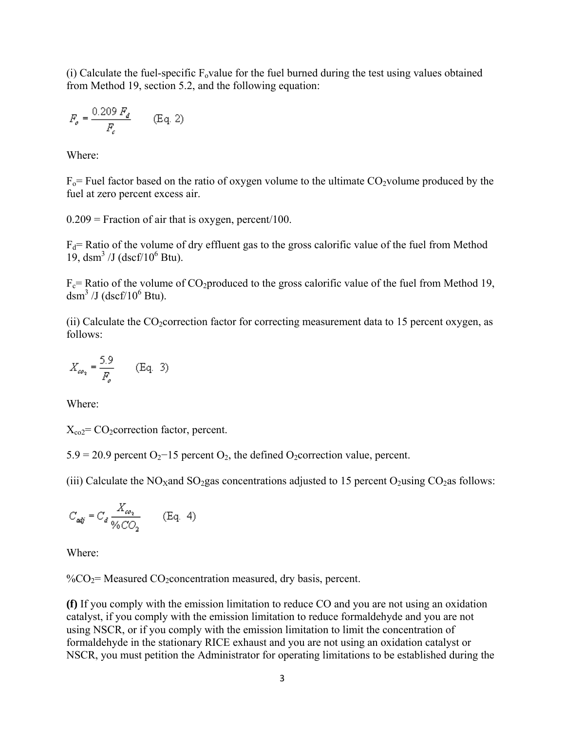(i) Calculate the fuel-specific $F_o$ value for the fuel burned during the test using values obtained from Method 19, section 5.2, and the following equation:

$$F_o = \frac{0.209\, F_d}{F_c} \qquad \text{(Eq. 2)}$$

Where:

$F_o$= Fuel factor based on the ratio of oxygen volume to the ultimate $CO_2$ volume produced by the fuel at zero percent excess air.

0.209 = Fraction of air that is oxygen, percent/100.

$F_d$= Ratio of the volume of dry effluent gas to the gross calorific value of the fuel from Method 19, $dsm^3$ /J (dscf/$10^6$ Btu).

$F_c$= Ratio of the volume of $CO_2$ produced to the gross calorific value of the fuel from Method 19, $dsm^3$ /J (dscf/$10^6$ Btu).

(ii) Calculate the $CO_2$ correction factor for correcting measurement data to 15 percent oxygen, as follows:

$$X_{co_2} = \frac{5.9}{F_o} \qquad \text{(Eq. 3)}$$

Where:

$X_{co2}$= $CO_2$ correction factor, percent.

5.9 = 20.9 percent $O_2$−15 percent $O_2$, the defined $O_2$ correction value, percent.

(iii) Calculate the $NO_X$ and $SO_2$ gas concentrations adjusted to 15 percent $O_2$ using $CO_2$ as follows:

$$C_{adj} = C_d \frac{X_{co_2}}{\%CO_2} \qquad \text{(Eq. 4)}$$

Where:

$\%CO_2$= Measured $CO_2$ concentration measured, dry basis, percent.

**(f)** If you comply with the emission limitation to reduce CO and you are not using an oxidation catalyst, if you comply with the emission limitation to reduce formaldehyde and you are not using NSCR, or if you comply with the emission limitation to limit the concentration of formaldehyde in the stationary RICE exhaust and you are not using an oxidation catalyst or NSCR, you must petition the Administrator for operating limitations to be established during the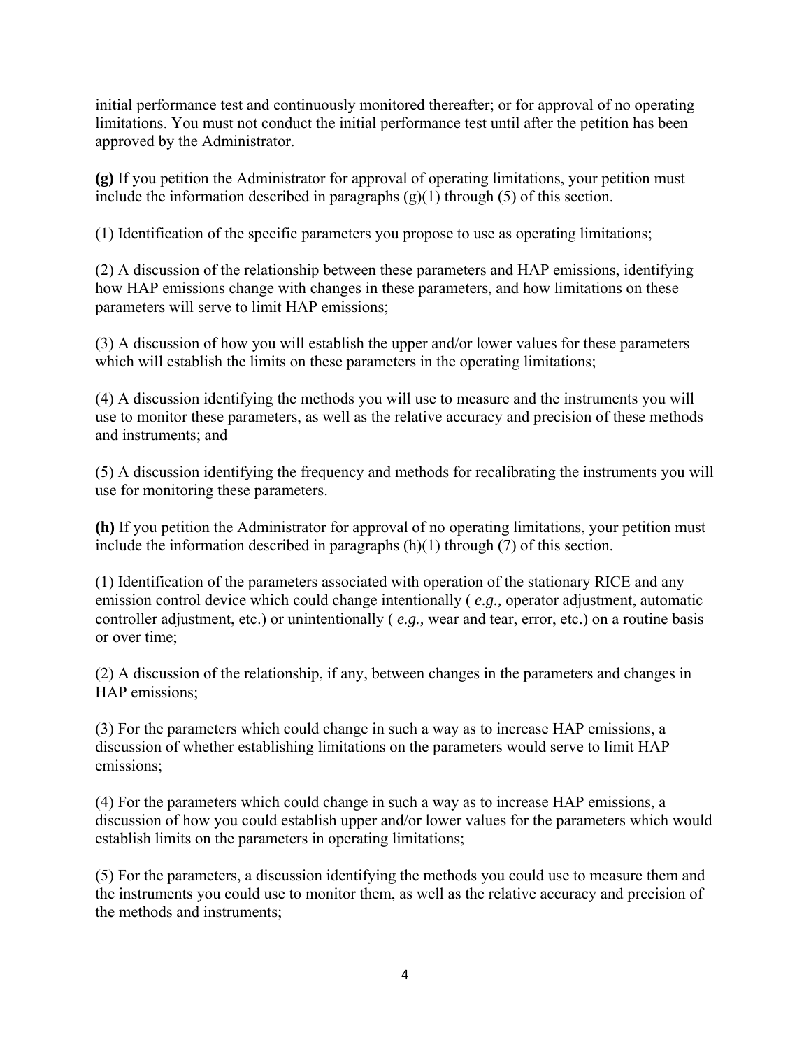initial performance test and continuously monitored thereafter; or for approval of no operating limitations. You must not conduct the initial performance test until after the petition has been approved by the Administrator.

**(g)** If you petition the Administrator for approval of operating limitations, your petition must include the information described in paragraphs (g)(1) through (5) of this section.

(1) Identification of the specific parameters you propose to use as operating limitations;

(2) A discussion of the relationship between these parameters and HAP emissions, identifying how HAP emissions change with changes in these parameters, and how limitations on these parameters will serve to limit HAP emissions;

(3) A discussion of how you will establish the upper and/or lower values for these parameters which will establish the limits on these parameters in the operating limitations;

(4) A discussion identifying the methods you will use to measure and the instruments you will use to monitor these parameters, as well as the relative accuracy and precision of these methods and instruments; and

(5) A discussion identifying the frequency and methods for recalibrating the instruments you will use for monitoring these parameters.

**(h)** If you petition the Administrator for approval of no operating limitations, your petition must include the information described in paragraphs (h)(1) through (7) of this section.

(1) Identification of the parameters associated with operation of the stationary RICE and any emission control device which could change intentionally ( *e.g.,* operator adjustment, automatic controller adjustment, etc.) or unintentionally ( *e.g.,* wear and tear, error, etc.) on a routine basis or over time;

(2) A discussion of the relationship, if any, between changes in the parameters and changes in HAP emissions;

(3) For the parameters which could change in such a way as to increase HAP emissions, a discussion of whether establishing limitations on the parameters would serve to limit HAP emissions;

(4) For the parameters which could change in such a way as to increase HAP emissions, a discussion of how you could establish upper and/or lower values for the parameters which would establish limits on the parameters in operating limitations;

(5) For the parameters, a discussion identifying the methods you could use to measure them and the instruments you could use to monitor them, as well as the relative accuracy and precision of the methods and instruments;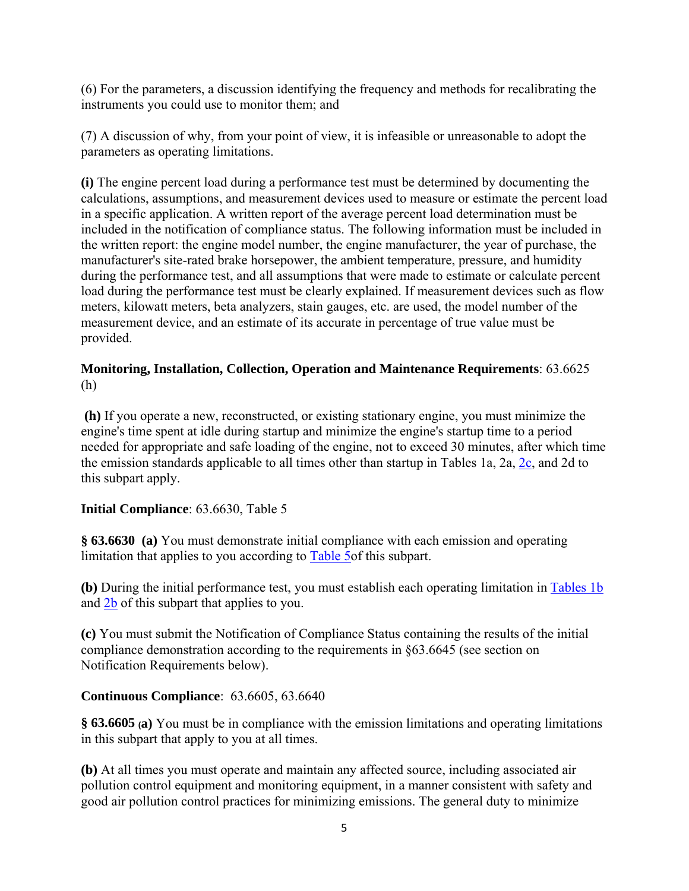(6) For the parameters, a discussion identifying the frequency and methods for recalibrating the instruments you could use to monitor them; and

(7) A discussion of why, from your point of view, it is infeasible or unreasonable to adopt the parameters as operating limitations.

**(i)** The engine percent load during a performance test must be determined by documenting the calculations, assumptions, and measurement devices used to measure or estimate the percent load in a specific application. A written report of the average percent load determination must be included in the notification of compliance status. The following information must be included in the written report: the engine model number, the engine manufacturer, the year of purchase, the manufacturer's site-rated brake horsepower, the ambient temperature, pressure, and humidity during the performance test, and all assumptions that were made to estimate or calculate percent load during the performance test must be clearly explained. If measurement devices such as flow meters, kilowatt meters, beta analyzers, stain gauges, etc. are used, the model number of the measurement device, and an estimate of its accurate in percentage of true value must be provided.

**Monitoring, Installation, Collection, Operation and Maintenance Requirements**: 63.6625 (h)

**(h)** If you operate a new, reconstructed, or existing stationary engine, you must minimize the engine's time spent at idle during startup and minimize the engine's startup time to a period needed for appropriate and safe loading of the engine, not to exceed 30 minutes, after which time the emission standards applicable to all times other than startup in Tables 1a, 2a, 2c, and 2d to this subpart apply.

**Initial Compliance**: 63.6630, Table 5

**§ 63.6630 (a)** You must demonstrate initial compliance with each emission and operating limitation that applies to you according to Table 5of this subpart.

**(b)** During the initial performance test, you must establish each operating limitation in Tables 1b and 2b of this subpart that applies to you.

**(c)** You must submit the Notification of Compliance Status containing the results of the initial compliance demonstration according to the requirements in §63.6645 (see section on Notification Requirements below).

**Continuous Compliance**: 63.6605, 63.6640

**§ 63.6605 (a)** You must be in compliance with the emission limitations and operating limitations in this subpart that apply to you at all times.

**(b)** At all times you must operate and maintain any affected source, including associated air pollution control equipment and monitoring equipment, in a manner consistent with safety and good air pollution control practices for minimizing emissions. The general duty to minimize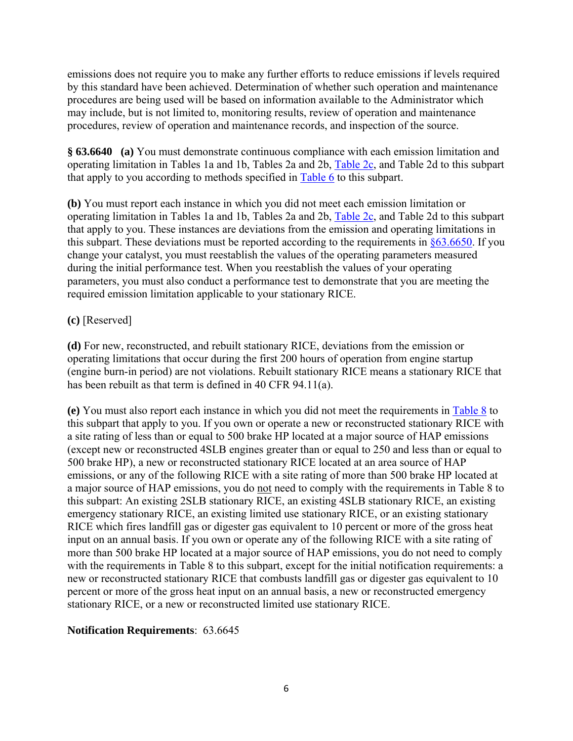emissions does not require you to make any further efforts to reduce emissions if levels required by this standard have been achieved. Determination of whether such operation and maintenance procedures are being used will be based on information available to the Administrator which may include, but is not limited to, monitoring results, review of operation and maintenance procedures, review of operation and maintenance records, and inspection of the source.

**§ 63.6640 (a)** You must demonstrate continuous compliance with each emission limitation and operating limitation in Tables 1a and 1b, Tables 2a and 2b, Table 2c, and Table 2d to this subpart that apply to you according to methods specified in Table 6 to this subpart.

**(b)** You must report each instance in which you did not meet each emission limitation or operating limitation in Tables 1a and 1b, Tables 2a and 2b, Table 2c, and Table 2d to this subpart that apply to you. These instances are deviations from the emission and operating limitations in this subpart. These deviations must be reported according to the requirements in §63.6650. If you change your catalyst, you must reestablish the values of the operating parameters measured during the initial performance test. When you reestablish the values of your operating parameters, you must also conduct a performance test to demonstrate that you are meeting the required emission limitation applicable to your stationary RICE.

**(c)** [Reserved]

**(d)** For new, reconstructed, and rebuilt stationary RICE, deviations from the emission or operating limitations that occur during the first 200 hours of operation from engine startup (engine burn-in period) are not violations. Rebuilt stationary RICE means a stationary RICE that has been rebuilt as that term is defined in 40 CFR 94.11(a).

**(e)** You must also report each instance in which you did not meet the requirements in Table 8 to this subpart that apply to you. If you own or operate a new or reconstructed stationary RICE with a site rating of less than or equal to 500 brake HP located at a major source of HAP emissions (except new or reconstructed 4SLB engines greater than or equal to 250 and less than or equal to 500 brake HP), a new or reconstructed stationary RICE located at an area source of HAP emissions, or any of the following RICE with a site rating of more than 500 brake HP located at a major source of HAP emissions, you do not need to comply with the requirements in Table 8 to this subpart: An existing 2SLB stationary RICE, an existing 4SLB stationary RICE, an existing emergency stationary RICE, an existing limited use stationary RICE, or an existing stationary RICE which fires landfill gas or digester gas equivalent to 10 percent or more of the gross heat input on an annual basis. If you own or operate any of the following RICE with a site rating of more than 500 brake HP located at a major source of HAP emissions, you do not need to comply with the requirements in Table 8 to this subpart, except for the initial notification requirements: a new or reconstructed stationary RICE that combusts landfill gas or digester gas equivalent to 10 percent or more of the gross heat input on an annual basis, a new or reconstructed emergency stationary RICE, or a new or reconstructed limited use stationary RICE.

**Notification Requirements**: 63.6645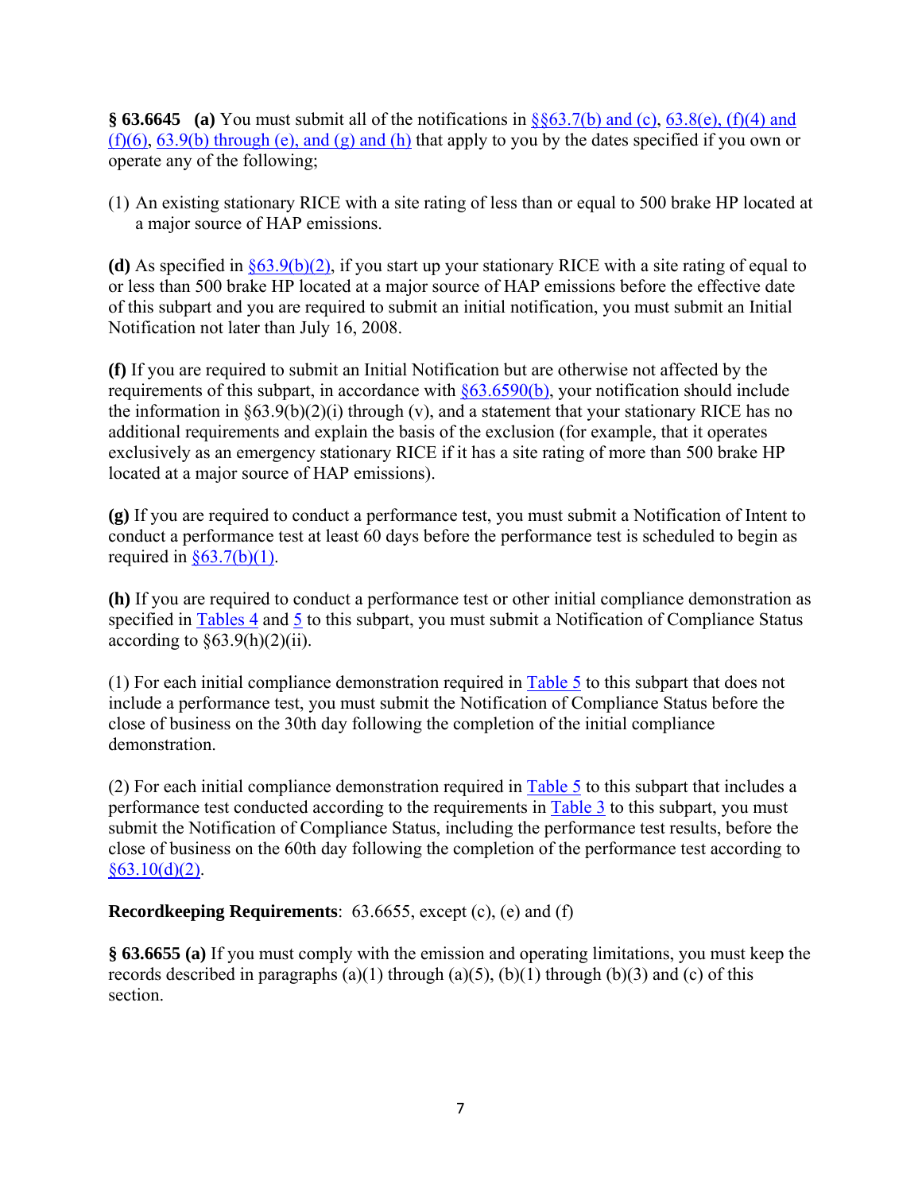**§ 63.6645 (a)** You must submit all of the notifications in §§63.7(b) and (c), 63.8(e), (f)(4) and (f)(6), 63.9(b) through (e), and (g) and (h) that apply to you by the dates specified if you own or operate any of the following;

(1) An existing stationary RICE with a site rating of less than or equal to 500 brake HP located at a major source of HAP emissions.

**(d)** As specified in §63.9(b)(2), if you start up your stationary RICE with a site rating of equal to or less than 500 brake HP located at a major source of HAP emissions before the effective date of this subpart and you are required to submit an initial notification, you must submit an Initial Notification not later than July 16, 2008.

**(f)** If you are required to submit an Initial Notification but are otherwise not affected by the requirements of this subpart, in accordance with §63.6590(b), your notification should include the information in §63.9(b)(2)(i) through (v), and a statement that your stationary RICE has no additional requirements and explain the basis of the exclusion (for example, that it operates exclusively as an emergency stationary RICE if it has a site rating of more than 500 brake HP located at a major source of HAP emissions).

**(g)** If you are required to conduct a performance test, you must submit a Notification of Intent to conduct a performance test at least 60 days before the performance test is scheduled to begin as required in §63.7(b)(1).

**(h)** If you are required to conduct a performance test or other initial compliance demonstration as specified in Tables 4 and 5 to this subpart, you must submit a Notification of Compliance Status according to §63.9(h)(2)(ii).

(1) For each initial compliance demonstration required in Table 5 to this subpart that does not include a performance test, you must submit the Notification of Compliance Status before the close of business on the 30th day following the completion of the initial compliance demonstration.

(2) For each initial compliance demonstration required in Table 5 to this subpart that includes a performance test conducted according to the requirements in Table 3 to this subpart, you must submit the Notification of Compliance Status, including the performance test results, before the close of business on the 60th day following the completion of the performance test according to §63.10(d)(2).

**Recordkeeping Requirements**: 63.6655, except (c), (e) and (f)

**§ 63.6655 (a)** If you must comply with the emission and operating limitations, you must keep the records described in paragraphs (a)(1) through (a)(5), (b)(1) through (b)(3) and (c) of this section.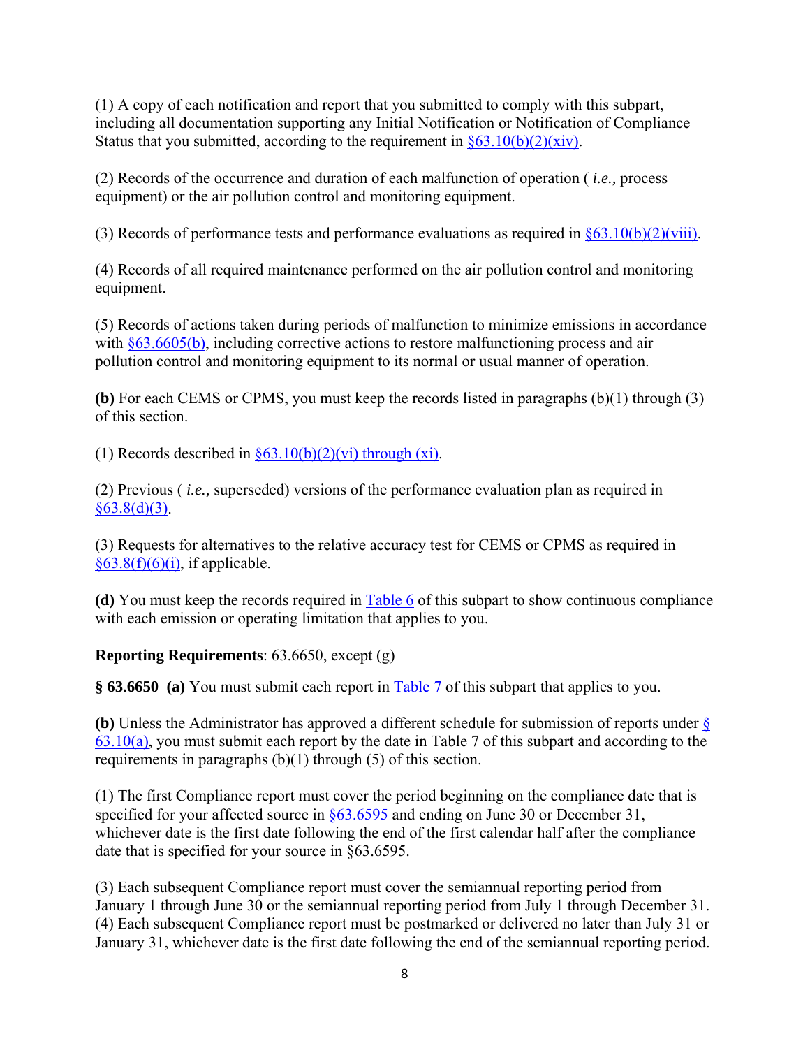(1) A copy of each notification and report that you submitted to comply with this subpart, including all documentation supporting any Initial Notification or Notification of Compliance Status that you submitted, according to the requirement in §63.10(b)(2)(xiv).

(2) Records of the occurrence and duration of each malfunction of operation ( *i.e.,* process equipment) or the air pollution control and monitoring equipment.

(3) Records of performance tests and performance evaluations as required in §63.10(b)(2)(viii).

(4) Records of all required maintenance performed on the air pollution control and monitoring equipment.

(5) Records of actions taken during periods of malfunction to minimize emissions in accordance with §63.6605(b), including corrective actions to restore malfunctioning process and air pollution control and monitoring equipment to its normal or usual manner of operation.

**(b)** For each CEMS or CPMS, you must keep the records listed in paragraphs (b)(1) through (3) of this section.

(1) Records described in §63.10(b)(2)(vi) through (xi).

(2) Previous ( *i.e.,* superseded) versions of the performance evaluation plan as required in §63.8(d)(3).

(3) Requests for alternatives to the relative accuracy test for CEMS or CPMS as required in §63.8(f)(6)(i), if applicable.

**(d)** You must keep the records required in Table 6 of this subpart to show continuous compliance with each emission or operating limitation that applies to you.

**Reporting Requirements**: 63.6650, except (g)

**§ 63.6650 (a)** You must submit each report in Table 7 of this subpart that applies to you.

**(b)** Unless the Administrator has approved a different schedule for submission of reports under § 63.10(a), you must submit each report by the date in Table 7 of this subpart and according to the requirements in paragraphs (b)(1) through (5) of this section.

(1) The first Compliance report must cover the period beginning on the compliance date that is specified for your affected source in §63.6595 and ending on June 30 or December 31, whichever date is the first date following the end of the first calendar half after the compliance date that is specified for your source in §63.6595.

(3) Each subsequent Compliance report must cover the semiannual reporting period from January 1 through June 30 or the semiannual reporting period from July 1 through December 31.
(4) Each subsequent Compliance report must be postmarked or delivered no later than July 31 or January 31, whichever date is the first date following the end of the semiannual reporting period.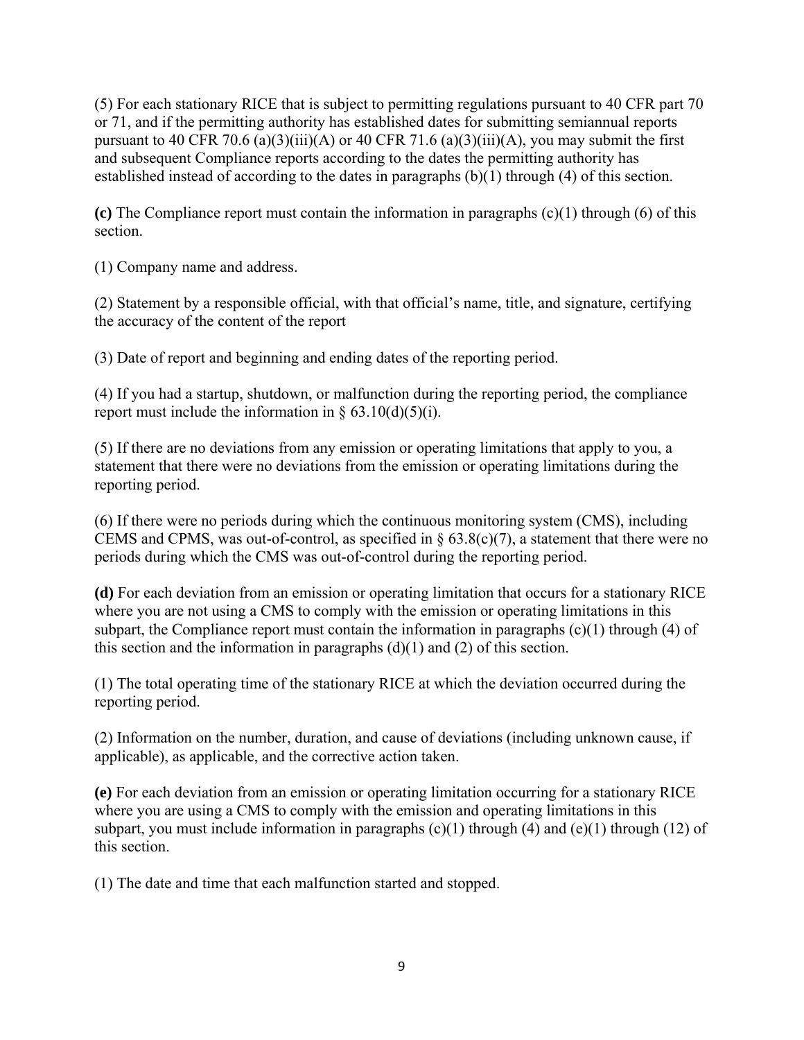(5) For each stationary RICE that is subject to permitting regulations pursuant to 40 CFR part 70 or 71, and if the permitting authority has established dates for submitting semiannual reports pursuant to 40 CFR 70.6 (a)(3)(iii)(A) or 40 CFR 71.6 (a)(3)(iii)(A), you may submit the first and subsequent Compliance reports according to the dates the permitting authority has established instead of according to the dates in paragraphs (b)(1) through (4) of this section.

**(c)** The Compliance report must contain the information in paragraphs (c)(1) through (6) of this section.

(1) Company name and address.

(2) Statement by a responsible official, with that official's name, title, and signature, certifying the accuracy of the content of the report

(3) Date of report and beginning and ending dates of the reporting period.

(4) If you had a startup, shutdown, or malfunction during the reporting period, the compliance report must include the information in § 63.10(d)(5)(i).

(5) If there are no deviations from any emission or operating limitations that apply to you, a statement that there were no deviations from the emission or operating limitations during the reporting period.

(6) If there were no periods during which the continuous monitoring system (CMS), including CEMS and CPMS, was out-of-control, as specified in § 63.8(c)(7), a statement that there were no periods during which the CMS was out-of-control during the reporting period.

**(d)** For each deviation from an emission or operating limitation that occurs for a stationary RICE where you are not using a CMS to comply with the emission or operating limitations in this subpart, the Compliance report must contain the information in paragraphs (c)(1) through (4) of this section and the information in paragraphs (d)(1) and (2) of this section.

(1) The total operating time of the stationary RICE at which the deviation occurred during the reporting period.

(2) Information on the number, duration, and cause of deviations (including unknown cause, if applicable), as applicable, and the corrective action taken.

**(e)** For each deviation from an emission or operating limitation occurring for a stationary RICE where you are using a CMS to comply with the emission and operating limitations in this subpart, you must include information in paragraphs (c)(1) through (4) and (e)(1) through (12) of this section.

(1) The date and time that each malfunction started and stopped.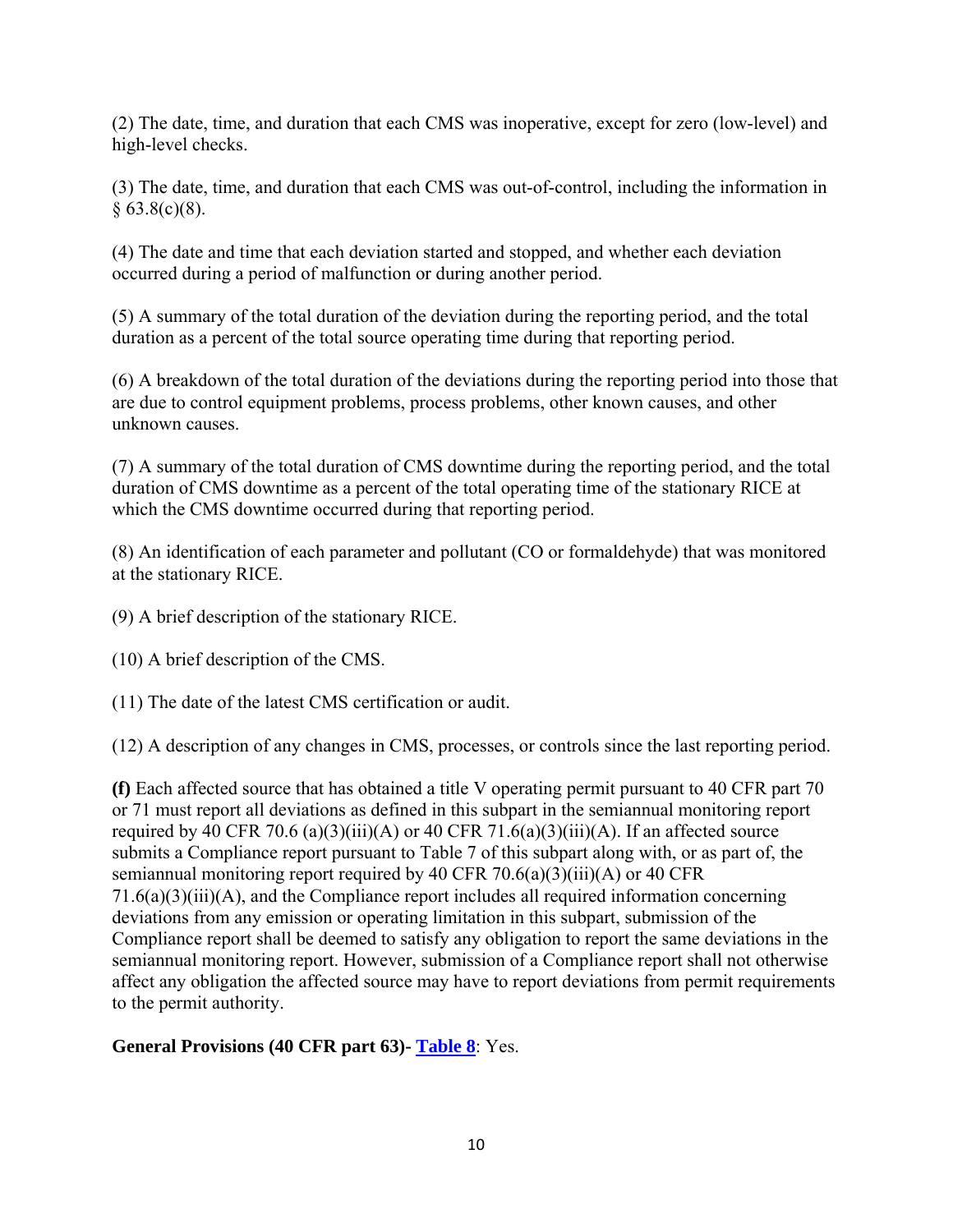(2) The date, time, and duration that each CMS was inoperative, except for zero (low-level) and high-level checks.

(3) The date, time, and duration that each CMS was out-of-control, including the information in § 63.8(c)(8).

(4) The date and time that each deviation started and stopped, and whether each deviation occurred during a period of malfunction or during another period.

(5) A summary of the total duration of the deviation during the reporting period, and the total duration as a percent of the total source operating time during that reporting period.

(6) A breakdown of the total duration of the deviations during the reporting period into those that are due to control equipment problems, process problems, other known causes, and other unknown causes.

(7) A summary of the total duration of CMS downtime during the reporting period, and the total duration of CMS downtime as a percent of the total operating time of the stationary RICE at which the CMS downtime occurred during that reporting period.

(8) An identification of each parameter and pollutant (CO or formaldehyde) that was monitored at the stationary RICE.

(9) A brief description of the stationary RICE.

(10) A brief description of the CMS.

(11) The date of the latest CMS certification or audit.

(12) A description of any changes in CMS, processes, or controls since the last reporting period.

**(f)** Each affected source that has obtained a title V operating permit pursuant to 40 CFR part 70 or 71 must report all deviations as defined in this subpart in the semiannual monitoring report required by 40 CFR 70.6 (a)(3)(iii)(A) or 40 CFR 71.6(a)(3)(iii)(A). If an affected source submits a Compliance report pursuant to Table 7 of this subpart along with, or as part of, the semiannual monitoring report required by 40 CFR 70.6(a)(3)(iii)(A) or 40 CFR 71.6(a)(3)(iii)(A), and the Compliance report includes all required information concerning deviations from any emission or operating limitation in this subpart, submission of the Compliance report shall be deemed to satisfy any obligation to report the same deviations in the semiannual monitoring report. However, submission of a Compliance report shall not otherwise affect any obligation the affected source may have to report deviations from permit requirements to the permit authority.

**General Provisions (40 CFR part 63)- Table 8**: Yes.